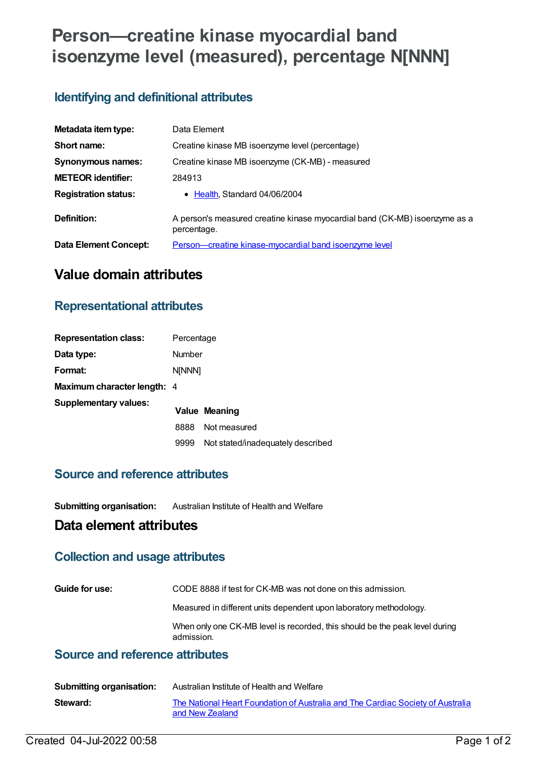# Person—creatine kinase myocardial band isoenzyme level (measured), percentage N[NNN]

## Identifying and definitional attributes

**Metadata item type:** Data Element

**Short name:** Creatine kinase MB isoenzyme level (percentage)

**Synonymous names:** Creatine kinase MB isoenzyme (CK-MB) - measured

**METEOR identifier:** 284913

**Registration status:**
- Health, Standard 04/06/2004

**Definition:** A person's measured creatine kinase myocardial band (CK-MB) isoenzyme as a percentage.

**Data Element Concept:** Person—creatine kinase-myocardial band isoenzyme level

# Value domain attributes

## Representational attributes

**Representation class:** Percentage

**Data type:** Number

**Format:** N[NNN]

**Maximum character length:** 4

**Supplementary values:**

| Value | Meaning |
|---|---|
| 8888 | Not measured |
| 9999 | Not stated/inadequately described |

## Source and reference attributes

**Submitting organisation:** Australian Institute of Health and Welfare

# Data element attributes

## Collection and usage attributes

**Guide for use:** CODE 8888 if test for CK-MB was not done on this admission.

Measured in different units dependent upon laboratory methodology.

When only one CK-MB level is recorded, this should be the peak level during admission.

## Source and reference attributes

**Submitting organisation:** Australian Institute of Health and Welfare

**Steward:** The National Heart Foundation of Australia and The Cardiac Society of Australia and New Zealand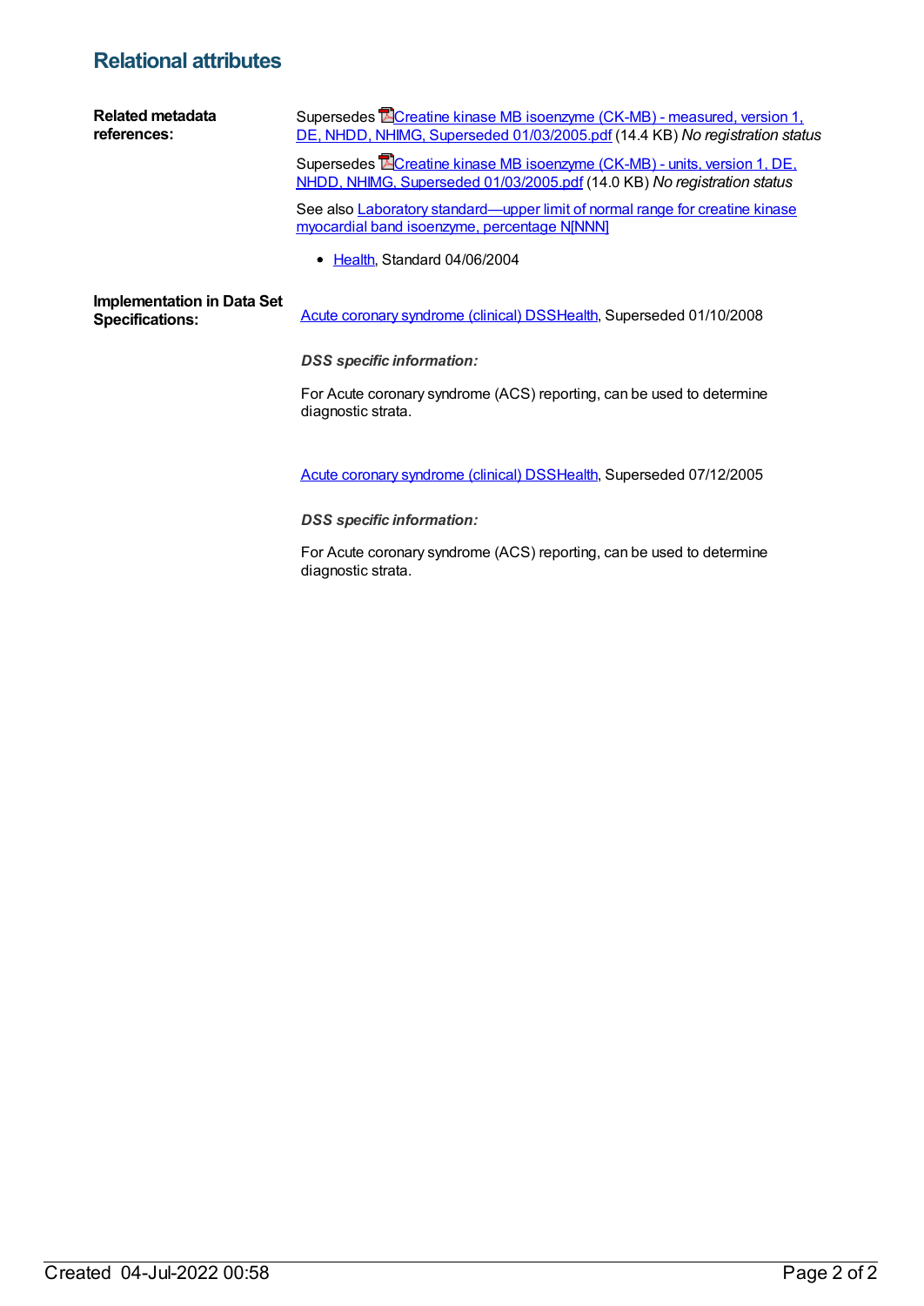## Relational attributes

**Related metadata references:**

Supersedes Creatine kinase MB isoenzyme (CK-MB) - measured, version 1, DE, NHDD, NHIMG, Superseded 01/03/2005.pdf (14.4 KB) *No registration status*

Supersedes Creatine kinase MB isoenzyme (CK-MB) - units, version 1, DE, NHDD, NHIMG, Superseded 01/03/2005.pdf (14.0 KB) *No registration status*

See also Laboratory standard—upper limit of normal range for creatine kinase myocardial band isoenzyme, percentage N[NNN]

- Health, Standard 04/06/2004

**Implementation in Data Set Specifications:**

Acute coronary syndrome (clinical) DSSHealth, Superseded 01/10/2008

***DSS specific information:***

For Acute coronary syndrome (ACS) reporting, can be used to determine diagnostic strata.

Acute coronary syndrome (clinical) DSSHealth, Superseded 07/12/2005

***DSS specific information:***

For Acute coronary syndrome (ACS) reporting, can be used to determine diagnostic strata.